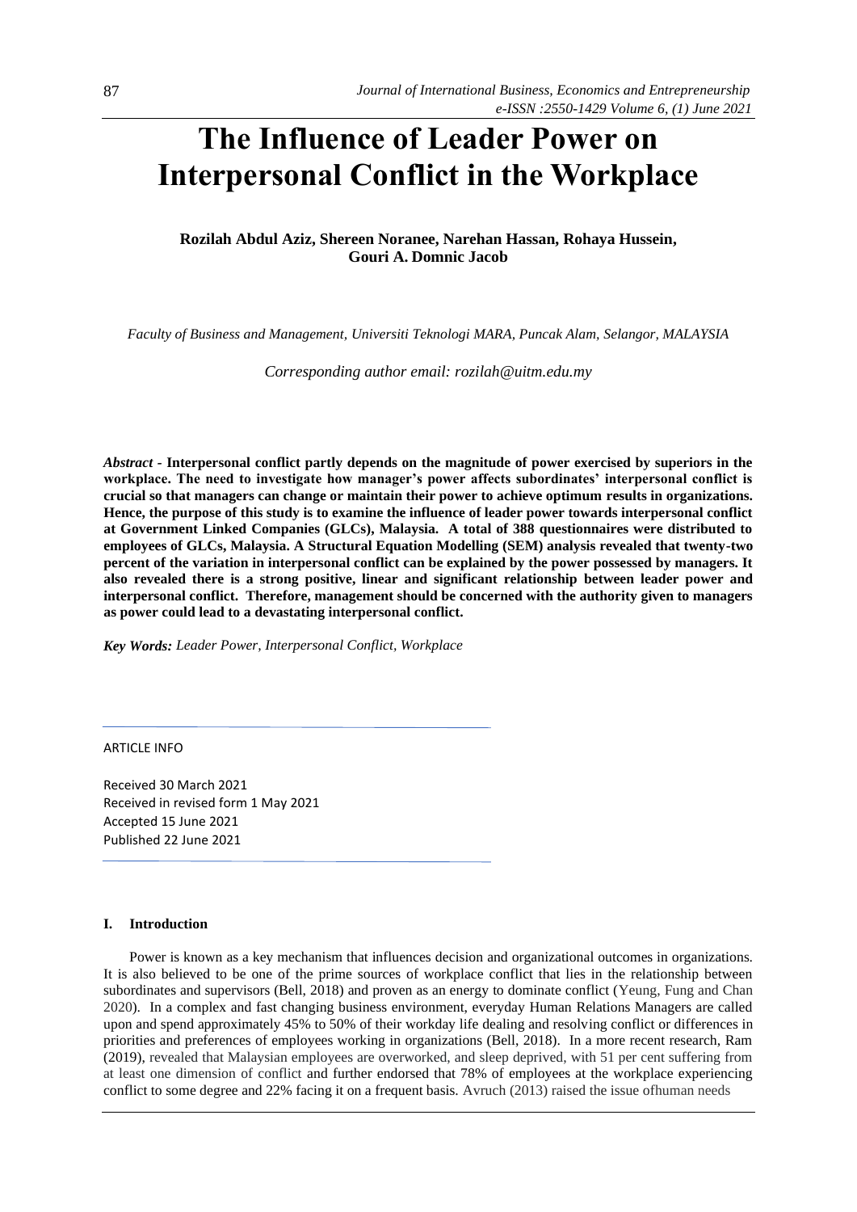# The Influence of Leader Power on Interpersonal Conflict in the Workplace

**Rozilah Abdul Aziz, Shereen Noranee, Narehan Hassan, Rohaya Hussein, Gouri A. Domnic Jacob**

*Faculty of Business and Management, Universiti Teknologi MARA, Puncak Alam, Selangor, MALAYSIA*

*Corresponding author email: rozilah@uitm.edu.my*

***Abstract*** **- Interpersonal conflict partly depends on the magnitude of power exercised by superiors in the workplace. The need to investigate how manager's power affects subordinates' interpersonal conflict is crucial so that managers can change or maintain their power to achieve optimum results in organizations. Hence, the purpose of this study is to examine the influence of leader power towards interpersonal conflict at Government Linked Companies (GLCs), Malaysia. A total of 388 questionnaires were distributed to employees of GLCs, Malaysia. A Structural Equation Modelling (SEM) analysis revealed that twenty-two percent of the variation in interpersonal conflict can be explained by the power possessed by managers. It also revealed there is a strong positive, linear and significant relationship between leader power and interpersonal conflict. Therefore, management should be concerned with the authority given to managers as power could lead to a devastating interpersonal conflict.**

***Key Words:*** *Leader Power, Interpersonal Conflict, Workplace*

ARTICLE INFO

Received 30 March 2021
Received in revised form 1 May 2021
Accepted 15 June 2021
Published 22 June 2021

## I. Introduction

Power is known as a key mechanism that influences decision and organizational outcomes in organizations. It is also believed to be one of the prime sources of workplace conflict that lies in the relationship between subordinates and supervisors (Bell, 2018) and proven as an energy to dominate conflict (Yeung, Fung and Chan 2020). In a complex and fast changing business environment, everyday Human Relations Managers are called upon and spend approximately 45% to 50% of their workday life dealing and resolving conflict or differences in priorities and preferences of employees working in organizations (Bell, 2018). In a more recent research, Ram (2019), revealed that Malaysian employees are overworked, and sleep deprived, with 51 per cent suffering from at least one dimension of conflict and further endorsed that 78% of employees at the workplace experiencing conflict to some degree and 22% facing it on a frequent basis. Avruch (2013) raised the issue ofhuman needs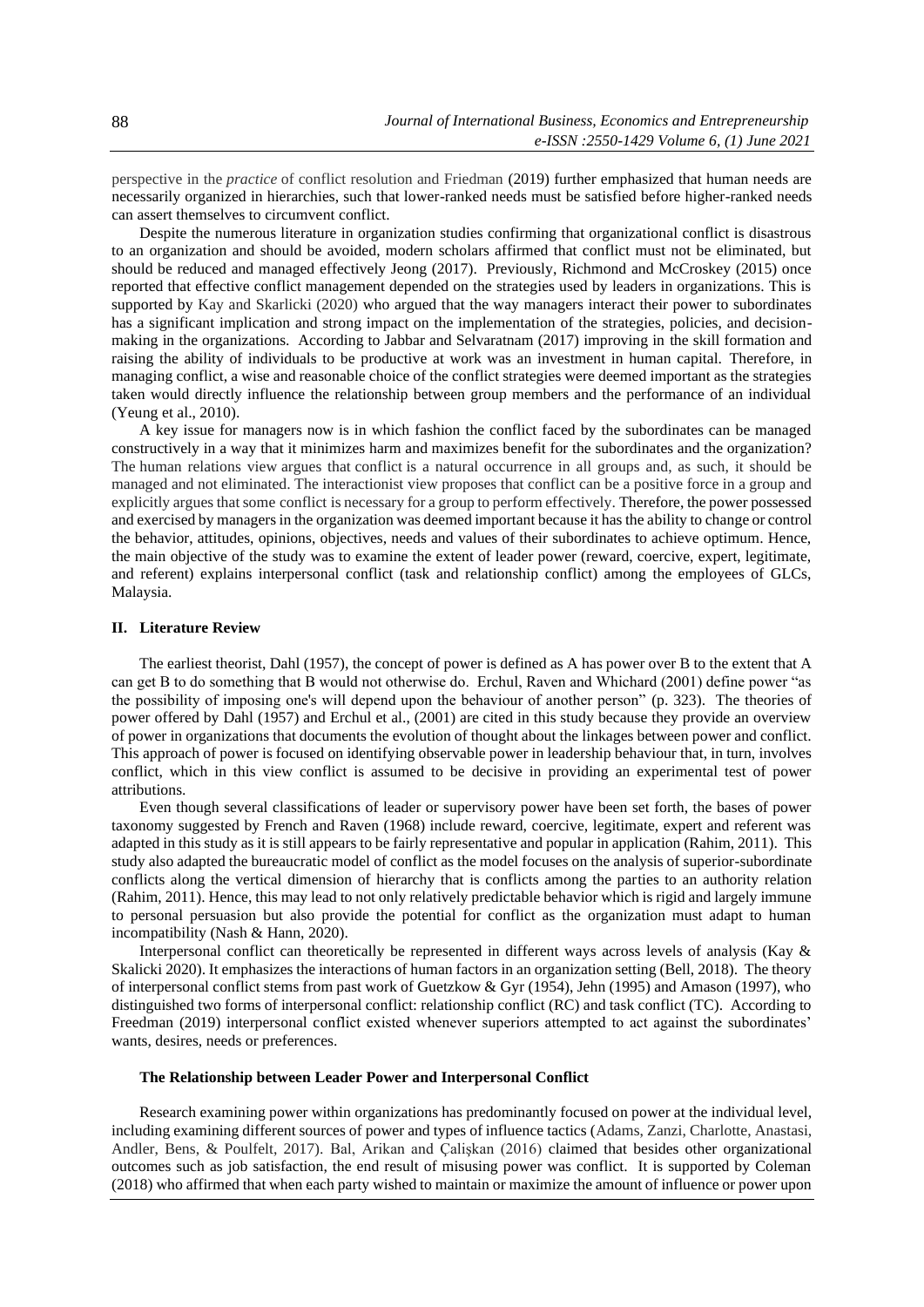perspective in the *practice* of conflict resolution and Friedman (2019) further emphasized that human needs are necessarily organized in hierarchies, such that lower-ranked needs must be satisfied before higher-ranked needs can assert themselves to circumvent conflict.

Despite the numerous literature in organization studies confirming that organizational conflict is disastrous to an organization and should be avoided, modern scholars affirmed that conflict must not be eliminated, but should be reduced and managed effectively Jeong (2017). Previously, Richmond and McCroskey (2015) once reported that effective conflict management depended on the strategies used by leaders in organizations. This is supported by Kay and Skarlicki (2020) who argued that the way managers interact their power to subordinates has a significant implication and strong impact on the implementation of the strategies, policies, and decision-making in the organizations. According to Jabbar and Selvaratnam (2017) improving in the skill formation and raising the ability of individuals to be productive at work was an investment in human capital. Therefore, in managing conflict, a wise and reasonable choice of the conflict strategies were deemed important as the strategies taken would directly influence the relationship between group members and the performance of an individual (Yeung et al., 2010).

A key issue for managers now is in which fashion the conflict faced by the subordinates can be managed constructively in a way that it minimizes harm and maximizes benefit for the subordinates and the organization? The human relations view argues that conflict is a natural occurrence in all groups and, as such, it should be managed and not eliminated. The interactionist view proposes that conflict can be a positive force in a group and explicitly argues that some conflict is necessary for a group to perform effectively. Therefore, the power possessed and exercised by managers in the organization was deemed important because it has the ability to change or control the behavior, attitudes, opinions, objectives, needs and values of their subordinates to achieve optimum. Hence, the main objective of the study was to examine the extent of leader power (reward, coercive, expert, legitimate, and referent) explains interpersonal conflict (task and relationship conflict) among the employees of GLCs, Malaysia.

## II. Literature Review

The earliest theorist, Dahl (1957), the concept of power is defined as A has power over B to the extent that A can get B to do something that B would not otherwise do. Erchul, Raven and Whichard (2001) define power "as the possibility of imposing one's will depend upon the behaviour of another person" (p. 323). The theories of power offered by Dahl (1957) and Erchul et al., (2001) are cited in this study because they provide an overview of power in organizations that documents the evolution of thought about the linkages between power and conflict. This approach of power is focused on identifying observable power in leadership behaviour that, in turn, involves conflict, which in this view conflict is assumed to be decisive in providing an experimental test of power attributions.

Even though several classifications of leader or supervisory power have been set forth, the bases of power taxonomy suggested by French and Raven (1968) include reward, coercive, legitimate, expert and referent was adapted in this study as it is still appears to be fairly representative and popular in application (Rahim, 2011). This study also adapted the bureaucratic model of conflict as the model focuses on the analysis of superior-subordinate conflicts along the vertical dimension of hierarchy that is conflicts among the parties to an authority relation (Rahim, 2011). Hence, this may lead to not only relatively predictable behavior which is rigid and largely immune to personal persuasion but also provide the potential for conflict as the organization must adapt to human incompatibility (Nash & Hann, 2020).

Interpersonal conflict can theoretically be represented in different ways across levels of analysis (Kay & Skalicki 2020). It emphasizes the interactions of human factors in an organization setting (Bell, 2018). The theory of interpersonal conflict stems from past work of Guetzkow & Gyr (1954), Jehn (1995) and Amason (1997), who distinguished two forms of interpersonal conflict: relationship conflict (RC) and task conflict (TC). According to Freedman (2019) interpersonal conflict existed whenever superiors attempted to act against the subordinates' wants, desires, needs or preferences.

### The Relationship between Leader Power and Interpersonal Conflict

Research examining power within organizations has predominantly focused on power at the individual level, including examining different sources of power and types of influence tactics (Adams, Zanzi, Charlotte, Anastasi, Andler, Bens, & Poulfelt, 2017). Bal, Arikan and Çalişkan (2016) claimed that besides other organizational outcomes such as job satisfaction, the end result of misusing power was conflict. It is supported by Coleman (2018) who affirmed that when each party wished to maintain or maximize the amount of influence or power upon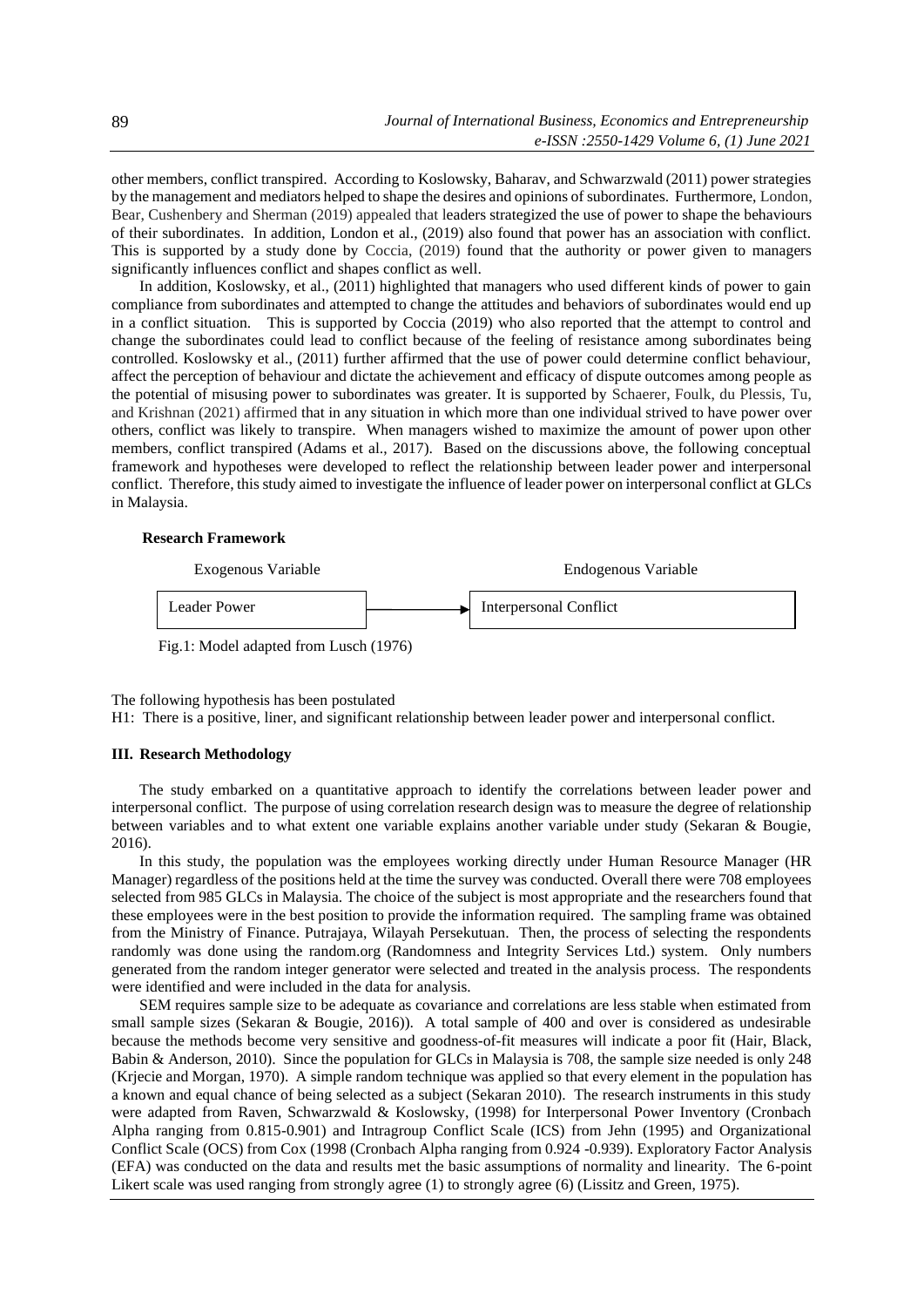other members, conflict transpired. According to Koslowsky, Baharav, and Schwarzwald (2011) power strategies by the management and mediators helped to shape the desires and opinions of subordinates. Furthermore, London, Bear, Cushenbery and Sherman (2019) appealed that leaders strategized the use of power to shape the behaviours of their subordinates. In addition, London et al., (2019) also found that power has an association with conflict. This is supported by a study done by Coccia, (2019) found that the authority or power given to managers significantly influences conflict and shapes conflict as well.

In addition, Koslowsky, et al., (2011) highlighted that managers who used different kinds of power to gain compliance from subordinates and attempted to change the attitudes and behaviors of subordinates would end up in a conflict situation. This is supported by Coccia (2019) who also reported that the attempt to control and change the subordinates could lead to conflict because of the feeling of resistance among subordinates being controlled. Koslowsky et al., (2011) further affirmed that the use of power could determine conflict behaviour, affect the perception of behaviour and dictate the achievement and efficacy of dispute outcomes among people as the potential of misusing power to subordinates was greater. It is supported by Schaerer, Foulk, du Plessis, Tu, and Krishnan (2021) affirmed that in any situation in which more than one individual strived to have power over others, conflict was likely to transpire. When managers wished to maximize the amount of power upon other members, conflict transpired (Adams et al., 2017). Based on the discussions above, the following conceptual framework and hypotheses were developed to reflect the relationship between leader power and interpersonal conflict. Therefore, this study aimed to investigate the influence of leader power on interpersonal conflict at GLCs in Malaysia.

**Research Framework**

| Exogenous Variable | | Endogenous Variable |
|---|---|---|
| Leader Power | ⟶ | Interpersonal Conflict |

Fig.1: Model adapted from Lusch (1976)

The following hypothesis has been postulated

H1: There is a positive, liner, and significant relationship between leader power and interpersonal conflict.

### III. Research Methodology

The study embarked on a quantitative approach to identify the correlations between leader power and interpersonal conflict. The purpose of using correlation research design was to measure the degree of relationship between variables and to what extent one variable explains another variable under study (Sekaran & Bougie, 2016).

In this study, the population was the employees working directly under Human Resource Manager (HR Manager) regardless of the positions held at the time the survey was conducted. Overall there were 708 employees selected from 985 GLCs in Malaysia. The choice of the subject is most appropriate and the researchers found that these employees were in the best position to provide the information required. The sampling frame was obtained from the Ministry of Finance. Putrajaya, Wilayah Persekutuan. Then, the process of selecting the respondents randomly was done using the random.org (Randomness and Integrity Services Ltd.) system. Only numbers generated from the random integer generator were selected and treated in the analysis process. The respondents were identified and were included in the data for analysis.

SEM requires sample size to be adequate as covariance and correlations are less stable when estimated from small sample sizes (Sekaran & Bougie, 2016)). A total sample of 400 and over is considered as undesirable because the methods become very sensitive and goodness-of-fit measures will indicate a poor fit (Hair, Black, Babin & Anderson, 2010). Since the population for GLCs in Malaysia is 708, the sample size needed is only 248 (Krjecie and Morgan, 1970). A simple random technique was applied so that every element in the population has a known and equal chance of being selected as a subject (Sekaran 2010). The research instruments in this study were adapted from Raven, Schwarzwald & Koslowsky, (1998) for Interpersonal Power Inventory (Cronbach Alpha ranging from 0.815-0.901) and Intragroup Conflict Scale (ICS) from Jehn (1995) and Organizational Conflict Scale (OCS) from Cox (1998 (Cronbach Alpha ranging from 0.924 -0.939). Exploratory Factor Analysis (EFA) was conducted on the data and results met the basic assumptions of normality and linearity. The 6-point Likert scale was used ranging from strongly agree (1) to strongly agree (6) (Lissitz and Green, 1975).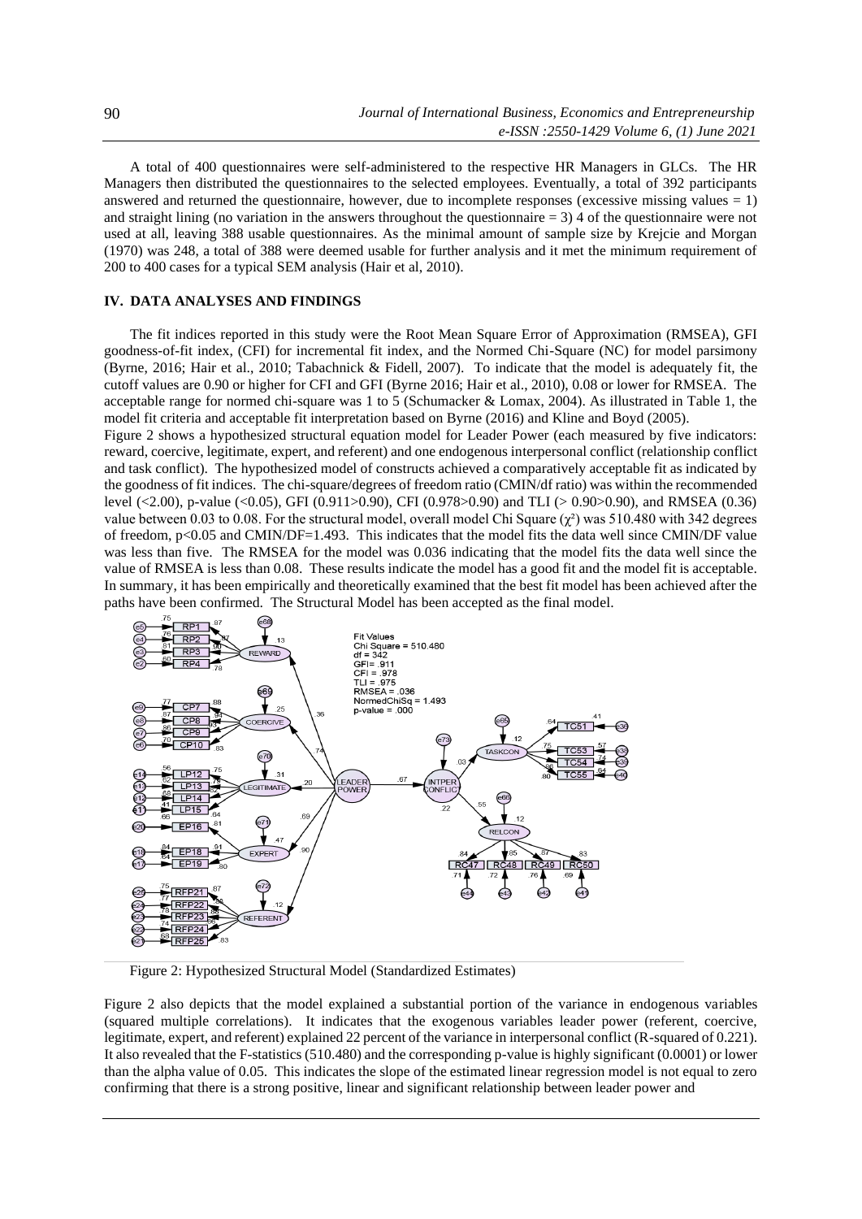A total of 400 questionnaires were self-administered to the respective HR Managers in GLCs. The HR Managers then distributed the questionnaires to the selected employees. Eventually, a total of 392 participants answered and returned the questionnaire, however, due to incomplete responses (excessive missing values = 1) and straight lining (no variation in the answers throughout the questionnaire = 3) 4 of the questionnaire were not used at all, leaving 388 usable questionnaires. As the minimal amount of sample size by Krejcie and Morgan (1970) was 248, a total of 388 were deemed usable for further analysis and it met the minimum requirement of 200 to 400 cases for a typical SEM analysis (Hair et al, 2010).

## IV. DATA ANALYSES AND FINDINGS

The fit indices reported in this study were the Root Mean Square Error of Approximation (RMSEA), GFI goodness-of-fit index, (CFI) for incremental fit index, and the Normed Chi-Square (NC) for model parsimony (Byrne, 2016; Hair et al., 2010; Tabachnick & Fidell, 2007). To indicate that the model is adequately fit, the cutoff values are 0.90 or higher for CFI and GFI (Byrne 2016; Hair et al., 2010), 0.08 or lower for RMSEA. The acceptable range for normed chi-square was 1 to 5 (Schumacker & Lomax, 2004). As illustrated in Table 1, the model fit criteria and acceptable fit interpretation based on Byrne (2016) and Kline and Boyd (2005).

Figure 2 shows a hypothesized structural equation model for Leader Power (each measured by five indicators: reward, coercive, legitimate, expert, and referent) and one endogenous interpersonal conflict (relationship conflict and task conflict). The hypothesized model of constructs achieved a comparatively acceptable fit as indicated by the goodness of fit indices. The chi-square/degrees of freedom ratio (CMIN/df ratio) was within the recommended level (<2.00), p-value (<0.05), GFI (0.911>0.90), CFI (0.978>0.90) and TLI (> 0.90>0.90), and RMSEA (0.36) value between 0.03 to 0.08. For the structural model, overall model Chi Square ($\chi^2$) was 510.480 with 342 degrees of freedom, $p<0.05$ and CMIN/DF=1.493. This indicates that the model fits the data well since CMIN/DF value was less than five. The RMSEA for the model was 0.036 indicating that the model fits the data well since the value of RMSEA is less than 0.08. These results indicate the model has a good fit and the model fit is acceptable. In summary, it has been empirically and theoretically examined that the best fit model has been achieved after the paths have been confirmed. The Structural Model has been accepted as the final model.

Figure 2: Hypothesized Structural Model (Standardized Estimates)

Figure 2 also depicts that the model explained a substantial portion of the variance in endogenous variables (squared multiple correlations). It indicates that the exogenous variables leader power (referent, coercive, legitimate, expert, and referent) explained 22 percent of the variance in interpersonal conflict (R-squared of 0.221). It also revealed that the F-statistics (510.480) and the corresponding p-value is highly significant (0.0001) or lower than the alpha value of 0.05. This indicates the slope of the estimated linear regression model is not equal to zero confirming that there is a strong positive, linear and significant relationship between leader power and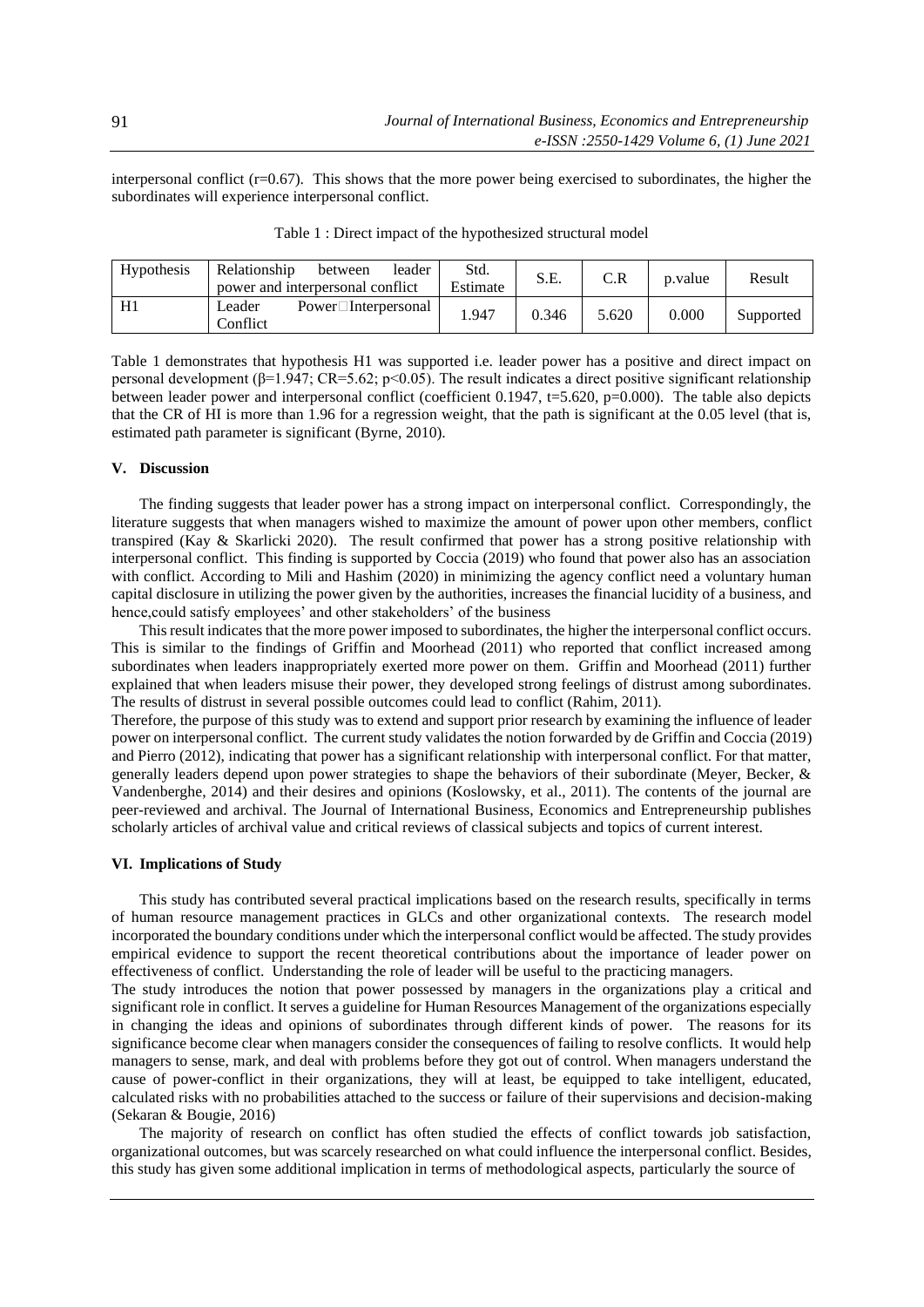interpersonal conflict (r=0.67). This shows that the more power being exercised to subordinates, the higher the subordinates will experience interpersonal conflict.

Table 1 : Direct impact of the hypothesized structural model

| Hypothesis | Relationship between leader power and interpersonal conflict | Std. Estimate | S.E. | C.R | p.value | Result |
|---|---|---|---|---|---|---|
| H1 | Leader Power□Interpersonal Conflict | 1.947 | 0.346 | 5.620 | 0.000 | Supported |

Table 1 demonstrates that hypothesis H1 was supported i.e. leader power has a positive and direct impact on personal development ($\beta$=1.947; CR=5.62; $p<0.05$). The result indicates a direct positive significant relationship between leader power and interpersonal conflict (coefficient 0.1947, t=5.620, p=0.000). The table also depicts that the CR of HI is more than 1.96 for a regression weight, that the path is significant at the 0.05 level (that is, estimated path parameter is significant (Byrne, 2010).

## V. Discussion

The finding suggests that leader power has a strong impact on interpersonal conflict. Correspondingly, the literature suggests that when managers wished to maximize the amount of power upon other members, conflict transpired (Kay & Skarlicki 2020). The result confirmed that power has a strong positive relationship with interpersonal conflict. This finding is supported by Coccia (2019) who found that power also has an association with conflict. According to Mili and Hashim (2020) in minimizing the agency conflict need a voluntary human capital disclosure in utilizing the power given by the authorities, increases the financial lucidity of a business, and hence,could satisfy employees' and other stakeholders' of the business

This result indicates that the more power imposed to subordinates, the higher the interpersonal conflict occurs. This is similar to the findings of Griffin and Moorhead (2011) who reported that conflict increased among subordinates when leaders inappropriately exerted more power on them. Griffin and Moorhead (2011) further explained that when leaders misuse their power, they developed strong feelings of distrust among subordinates. The results of distrust in several possible outcomes could lead to conflict (Rahim, 2011).

Therefore, the purpose of this study was to extend and support prior research by examining the influence of leader power on interpersonal conflict. The current study validates the notion forwarded by de Griffin and Coccia (2019) and Pierro (2012), indicating that power has a significant relationship with interpersonal conflict. For that matter, generally leaders depend upon power strategies to shape the behaviors of their subordinate (Meyer, Becker, & Vandenberghe, 2014) and their desires and opinions (Koslowsky, et al., 2011). The contents of the journal are peer-reviewed and archival. The Journal of International Business, Economics and Entrepreneurship publishes scholarly articles of archival value and critical reviews of classical subjects and topics of current interest.

## VI. Implications of Study

This study has contributed several practical implications based on the research results, specifically in terms of human resource management practices in GLCs and other organizational contexts. The research model incorporated the boundary conditions under which the interpersonal conflict would be affected. The study provides empirical evidence to support the recent theoretical contributions about the importance of leader power on effectiveness of conflict. Understanding the role of leader will be useful to the practicing managers.

The study introduces the notion that power possessed by managers in the organizations play a critical and significant role in conflict. It serves a guideline for Human Resources Management of the organizations especially in changing the ideas and opinions of subordinates through different kinds of power. The reasons for its significance become clear when managers consider the consequences of failing to resolve conflicts. It would help managers to sense, mark, and deal with problems before they got out of control. When managers understand the cause of power-conflict in their organizations, they will at least, be equipped to take intelligent, educated, calculated risks with no probabilities attached to the success or failure of their supervisions and decision-making (Sekaran & Bougie, 2016)

The majority of research on conflict has often studied the effects of conflict towards job satisfaction, organizational outcomes, but was scarcely researched on what could influence the interpersonal conflict. Besides, this study has given some additional implication in terms of methodological aspects, particularly the source of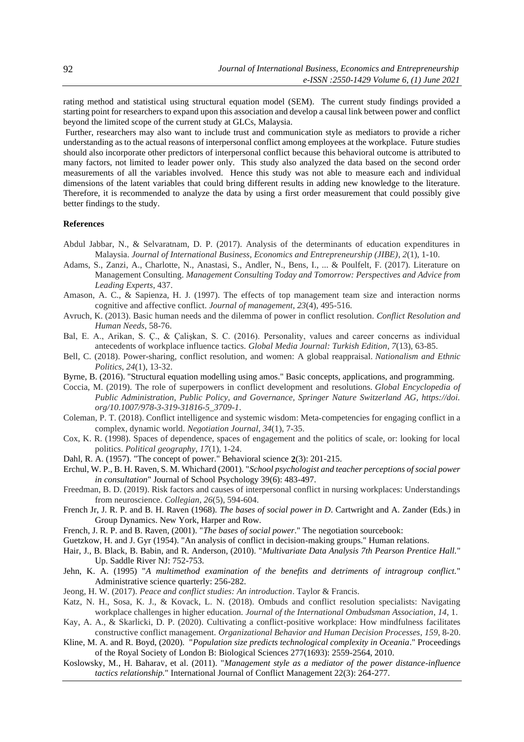rating method and statistical using structural equation model (SEM). The current study findings provided a starting point for researchers to expand upon this association and develop a causal link between power and conflict beyond the limited scope of the current study at GLCs, Malaysia.

Further, researchers may also want to include trust and communication style as mediators to provide a richer understanding as to the actual reasons of interpersonal conflict among employees at the workplace. Future studies should also incorporate other predictors of interpersonal conflict because this behavioral outcome is attributed to many factors, not limited to leader power only. This study also analyzed the data based on the second order measurements of all the variables involved. Hence this study was not able to measure each and individual dimensions of the latent variables that could bring different results in adding new knowledge to the literature. Therefore, it is recommended to analyze the data by using a first order measurement that could possibly give better findings to the study.

**References**

Abdul Jabbar, N., & Selvaratnam, D. P. (2017). Analysis of the determinants of education expenditures in Malaysia. *Journal of International Business, Economics and Entrepreneurship (JIBE)*, *2*(1), 1-10.

Adams, S., Zanzi, A., Charlotte, N., Anastasi, S., Andler, N., Bens, I., ... & Poulfelt, F. (2017). Literature on Management Consulting. *Management Consulting Today and Tomorrow: Perspectives and Advice from Leading Experts*, 437.

Amason, A. C., & Sapienza, H. J. (1997). The effects of top management team size and interaction norms cognitive and affective conflict. *Journal of management*, *23*(4), 495-516.

Avruch, K. (2013). Basic human needs and the dilemma of power in conflict resolution. *Conflict Resolution and Human Needs*, 58-76.

Bal, E. A., Arikan, S. Ç., & Çalişkan, S. C. (2016). Personality, values and career concerns as individual antecedents of workplace influence tactics. *Global Media Journal: Turkish Edition*, *7*(13), 63-85.

Bell, C. (2018). Power-sharing, conflict resolution, and women: A global reappraisal. *Nationalism and Ethnic Politics*, *24*(1), 13-32.

Byrne, B. (2016). "Structural equation modelling using amos." Basic concepts, applications, and programming.

Coccia, M. (2019). The role of superpowers in conflict development and resolutions. *Global Encyclopedia of Public Administration, Public Policy, and Governance, Springer Nature Switzerland AG, https://doi. org/10.1007/978-3-319-31816-5_3709-1*.

Coleman, P. T. (2018). Conflict intelligence and systemic wisdom: Meta-competencies for engaging conflict in a complex, dynamic world. *Negotiation Journal*, *34*(1), 7-35.

Cox, K. R. (1998). Spaces of dependence, spaces of engagement and the politics of scale, or: looking for local politics. *Political geography*, *17*(1), 1-24.

Dahl, R. A. (1957). "The concept of power." Behavioral science **2**(3): 201-215.

Erchul, W. P., B. H. Raven, S. M. Whichard (2001). "*School psychologist and teacher perceptions of social power in consultation*" Journal of School Psychology 39(6): 483-497.

Freedman, B. D. (2019). Risk factors and causes of interpersonal conflict in nursing workplaces: Understandings from neuroscience. *Collegian*, *26*(5), 594-604.

French Jr, J. R. P. and B. H. Raven (1968). *The bases of social power in D*. Cartwright and A. Zander (Eds.) in Group Dynamics. New York, Harper and Row.

French, J. R. P. and B. Raven, (2001). "*The bases of social power*." The negotiation sourcebook:

Guetzkow, H. and J. Gyr (1954). "An analysis of conflict in decision-making groups." Human relations.

Hair, J., B. Black, B. Babin, and R. Anderson, (2010). "*Multivariate Data Analysis 7th Pearson Prentice Hall.*" Up. Saddle River NJ: 752-753.

Jehn, K. A. (1995) "*A multimethod examination of the benefits and detriments of intragroup conflict.*" Administrative science quarterly: 256-282.

Jeong, H. W. (2017). *Peace and conflict studies: An introduction*. Taylor & Francis.

Katz, N. H., Sosa, K. J., & Kovack, L. N. (2018). Ombuds and conflict resolution specialists: Navigating workplace challenges in higher education. *Journal of the International Ombudsman Association*, *14*, 1.

Kay, A. A., & Skarlicki, D. P. (2020). Cultivating a conflict-positive workplace: How mindfulness facilitates constructive conflict management. *Organizational Behavior and Human Decision Processes*, *159*, 8-20.

Kline, M. A. and R. Boyd, (2020). "*Population size predicts technological complexity in Oceania*." Proceedings of the Royal Society of London B: Biological Sciences 277(1693): 2559-2564, 2010.

Koslowsky, M., H. Baharav, et al. (2011). "*Management style as a mediator of the power distance-influence tactics relationship.*" International Journal of Conflict Management 22(3): 264-277.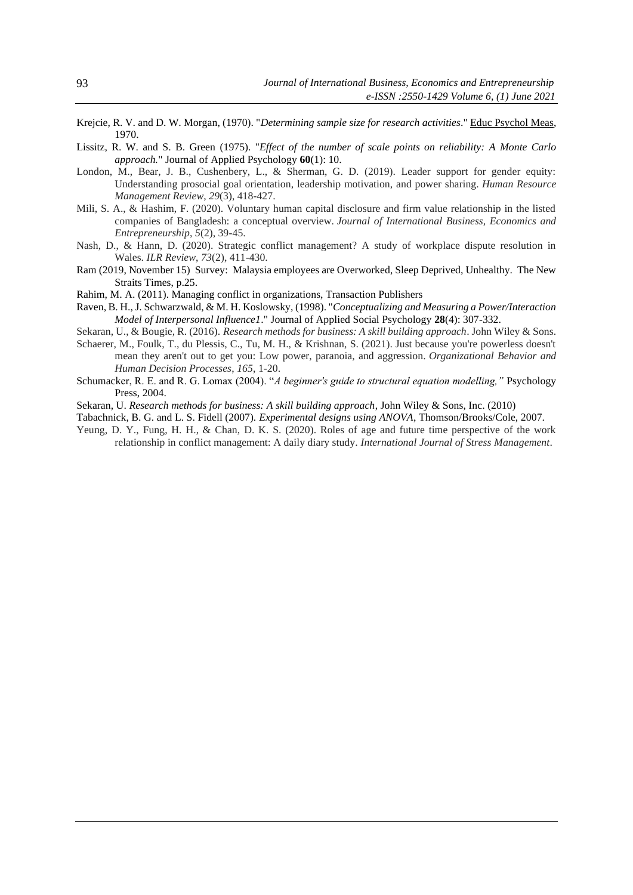Krejcie, R. V. and D. W. Morgan, (1970). "*Determining sample size for research activities*." Educ Psychol Meas, 1970.

Lissitz, R. W. and S. B. Green (1975). "*Effect of the number of scale points on reliability: A Monte Carlo approach.*" Journal of Applied Psychology **60**(1): 10.

London, M., Bear, J. B., Cushenbery, L., & Sherman, G. D. (2019). Leader support for gender equity: Understanding prosocial goal orientation, leadership motivation, and power sharing. *Human Resource Management Review*, *29*(3), 418-427.

Mili, S. A., & Hashim, F. (2020). Voluntary human capital disclosure and firm value relationship in the listed companies of Bangladesh: a conceptual overview. *Journal of International Business, Economics and Entrepreneurship*, *5*(2), 39-45.

Nash, D., & Hann, D. (2020). Strategic conflict management? A study of workplace dispute resolution in Wales. *ILR Review*, *73*(2), 411-430.

Ram (2019, November 15) Survey: Malaysia employees are Overworked, Sleep Deprived, Unhealthy. The New Straits Times, p.25.

Rahim, M. A. (2011). Managing conflict in organizations, Transaction Publishers

Raven, B. H., J. Schwarzwald, & M. H. Koslowsky, (1998). "*Conceptualizing and Measuring a Power/Interaction Model of Interpersonal Influence1*." Journal of Applied Social Psychology **28**(4): 307-332.

Sekaran, U., & Bougie, R. (2016). *Research methods for business: A skill building approach*. John Wiley & Sons.

Schaerer, M., Foulk, T., du Plessis, C., Tu, M. H., & Krishnan, S. (2021). Just because you're powerless doesn't mean they aren't out to get you: Low power, paranoia, and aggression. *Organizational Behavior and Human Decision Processes*, *165*, 1-20.

Schumacker, R. E. and R. G. Lomax (2004). "*A beginner's guide to structural equation modelling,"* Psychology Press, 2004.

Sekaran, U. *Research methods for business: A skill building approach*, John Wiley & Sons, Inc. (2010)

Tabachnick, B. G. and L. S. Fidell (2007). *Experimental designs using ANOVA*, Thomson/Brooks/Cole, 2007.

Yeung, D. Y., Fung, H. H., & Chan, D. K. S. (2020). Roles of age and future time perspective of the work relationship in conflict management: A daily diary study. *International Journal of Stress Management*.